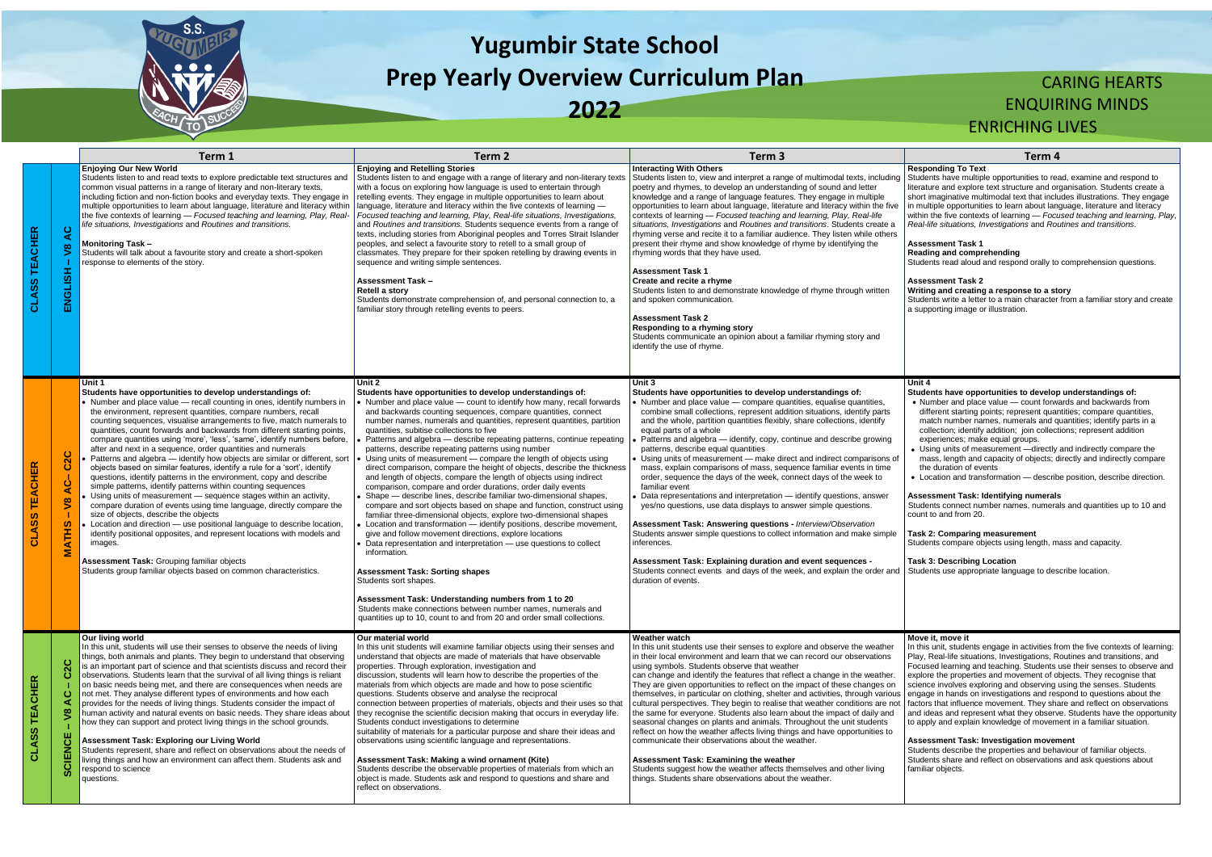# Yugumbir State School
## Prep Yearly Overview Curriculum Plan
## 2022

CARING HEARTS
ENQUIRING MINDS
ENRICHING LIVES

| | | Term 1 | Term 2 | Term 3 | Term 4 |
|---|---|---|---|---|---|
| CLASS TEACHER | ENGLISH – V8 AC | **Enjoying Our New World**<br>Students listen to and read texts to explore predictable text structures and common visual patterns in a range of literary and non-literary texts, including fiction and non-fiction books and everyday texts. They engage in multiple opportunities to learn about language, literature and literacy within the five contexts of learning — *Focused teaching and learning, Play, Real-life situations, Investigations* and *Routines and transitions.*<br><br>**Monitoring Task –**<br>Students will talk about a favourite story and create a short-spoken response to elements of the story. | **Enjoying and Retelling Stories**<br>Students listen to and engage with a range of literary and non-literary texts with a focus on exploring how language is used to entertain through retelling events. They engage in multiple opportunities to learn about language, literature and literacy within the five contexts of learning — *Focused teaching and learning, Play, Real-life situations, Investigations,* and *Routines and transitions.* Students sequence events from a range of texts, including stories from Aboriginal peoples and Torres Strait Islander peoples, and select a favourite story to retell to a small group of classmates. They prepare for their spoken retelling by drawing events in sequence and writing simple sentences.<br><br>**Assessment Task –**<br>**Retell a story**<br>Students demonstrate comprehension of, and personal connection to, a familiar story through retelling events to peers. | **Interacting With Others**<br>Students listen to, view and interpret a range of multimodal texts, including poetry and rhymes, to develop an understanding of sound and letter knowledge and a range of language features. They engage in multiple opportunities to learn about language, literature and literacy within the five contexts of learning — *Focused teaching and learning, Play, Real-life situations, Investigations* and *Routines and transitions*. Students create a rhyming verse and recite it to a familiar audience. They listen while others present their rhyme and show knowledge of rhyme by identifying the rhyming words that they have used.<br><br>**Assessment Task 1**<br>**Create and recite a rhyme**<br>Students listen to and demonstrate knowledge of rhyme through written and spoken communication.<br><br>**Assessment Task 2**<br>**Responding to a rhyming story**<br>Students communicate an opinion about a familiar rhyming story and identify the use of rhyme. | **Responding To Text**<br>Students have multiple opportunities to read, examine and respond to literature and explore text structure and organisation. Students create a short imaginative multimodal text that includes illustrations. They engage in multiple opportunities to learn about language, literature and literacy within the five contexts of learning — *Focused teaching and learning, Play, Real-life situations, Investigations* and *Routines and transitions*.<br><br>**Assessment Task 1**<br>**Reading and comprehending**<br>Students read aloud and respond orally to comprehension questions.<br><br>**Assessment Task 2**<br>**Writing and creating a response to a story**<br>Students write a letter to a main character from a familiar story and create a supporting image or illustration. |
| CLASS TEACHER | MATHS – V8 AC– C2C | **Unit 1**<br>**Students have opportunities to develop understandings of:**<br>• Number and place value — recall counting in ones, identify numbers in the environment, represent quantities, compare numbers, recall counting sequences, visualise arrangements to five, match numerals to quantities, count forwards and backwards from different starting points, compare quantities using 'more', 'less', 'same', identify numbers before, after and next in a sequence, order quantities and numerals<br>• Patterns and algebra — identify how objects are similar or different, sort objects based on similar features, identify a rule for a 'sort', identify questions, identify patterns in the environment, copy and describe simple patterns, identify patterns within counting sequences<br>• Using units of measurement — sequence stages within an activity, compare duration of events using time language, directly compare the size of objects, describe the objects<br>• Location and direction — use positional language to describe location, identify positional opposites, and represent locations with models and images.<br><br>**Assessment Task:** Grouping familiar objects<br>Students group familiar objects based on common characteristics. | **Unit 2**<br>**Students have opportunities to develop understandings of:**<br>• Number and place value — count to identify how many, recall forwards and backwards counting sequences, compare quantities, connect number names, numerals and quantities, represent quantities, partition quantities, subitise collections to five<br>• Patterns and algebra — describe repeating patterns, continue repeating patterns, describe repeating patterns using number<br>• Using units of measurement — compare the length of objects using direct comparison, compare the height of objects, describe the thickness and length of objects, compare the length of objects using indirect comparison, compare and order durations, order daily events<br>• Shape — describe lines, describe familiar two-dimensional shapes, compare and sort shapes based on shape and function, construct using familiar three-dimensional objects, explore two-dimensional shapes<br>• Location and transformation — identify positions, describe movement, give and follow movement directions, explore locations<br>• Data representation and interpretation — use questions to collect information.<br><br>**Assessment Task: Sorting shapes**<br>Students sort shapes.<br><br>**Assessment Task: Understanding numbers from 1 to 20**<br>Students make connections between number names, numerals and quantities up to 10, count to and from 20 and order small collections. | **Unit 3**<br>**Students have opportunities to develop understandings of:**<br>• Number and place value — compare quantities, equalise quantities, combine small collections, represent addition situations, identify parts and the whole, partition quantities flexibly, share collections, identify equal parts of a whole<br>• Patterns and algebra — identify, copy, continue and describe growing patterns, describe equal quantities<br>• Using units of measurement — make direct and indirect comparisons of mass, explain comparisons of mass, sequence familiar events in time order, sequence the days of the week, connect days of the week to familiar event<br>• Data representations and interpretation — identify questions, answer yes/no questions, use data displays to answer simple questions.<br><br>**Assessment Task: Answering questions -** *Interview/Observation*<br>Students answer simple questions to collect information and make simple inferences.<br><br>**Assessment Task: Explaining duration and event sequences -**<br>Students connect events and days of the week, and explain the order and duration of events. | **Unit 4**<br>**Students have opportunities to develop understandings of:**<br>• Number and place value — count forwards and backwards from different starting points; represent quantities; compare quantities, match number names, numerals and quantities; identify parts in a collection; identify addition; join collections; represent addition experiences; make equal groups.<br>• Using units of measurement —directly and indirectly compare the mass, length and capacity of objects; directly and indirectly compare the duration of events<br>• Location and transformation — describe position, describe direction.<br><br>**Assessment Task: Identifying numerals**<br>Students connect number names, numerals and quantities up to 10 and count to and from 20.<br><br>**Task 2: Comparing measurement**<br>Students compare objects using length, mass and capacity.<br><br>**Task 3: Describing Location**<br>Students use appropriate language to describe location. |
| CLASS TEACHER | SCIENCE – V8 AC – C2C | **Our living world**<br>In this unit, students will use their senses to observe the needs of living things, both animals and plants. They begin to understand that observing is an important part of science and that scientists discuss and record their observations. Students learn that the survival of all living things is reliant on basic needs being met, and there are consequences when needs are not met. They analyse different types of environments and how each provides for the needs of living things. Students consider the impact of human activity and natural events on basic needs. They share ideas about how they can support and protect living things in the school grounds.<br><br>**Assessment Task: Exploring our Living World**<br>Students represent, share and reflect on observations about the needs of living things and how an environment can affect them. Students ask and respond to science questions. | **Our material world**<br>In this unit students will examine familiar objects using their senses and understand that objects are made of materials that have observable properties. Through exploration, investigation and discussion, students will learn how to describe the properties of the materials from which objects are made and how to pose scientific questions. Students observe and analyse the reciprocal connection between properties of materials, objects and their uses so that they recognise the scientific decision making that occurs in everyday life. Students conduct investigations to determine suitability of materials for a particular purpose and share their ideas and observations using scientific language and representations.<br><br>**Assessment Task: Making a wind ornament (Kite)**<br>Students describe the observable properties of materials from which an object is made. Students ask and respond to questions and share and reflect on observations. | **Weather watch**<br>In this unit students use their senses to explore and observe the weather in their local environment and learn that we can record our observations using symbols. Students observe that weather can change and identify the features that reflect a change in the weather. They are given opportunities to reflect on the impact of these changes on themselves, in particular on clothing, shelter and activities, through various cultural perspectives. They begin to realise that weather conditions are not the same for everyone. Students also learn about the impact of daily and seasonal changes on plants and animals. Throughout the unit students reflect on how the weather affects living things and have opportunities to communicate their observations about the weather.<br><br>**Assessment Task: Examining the weather**<br>Students suggest how the weather affects themselves and other living things. Students share observations about the weather. | **Move it, move it**<br>In this unit, students engage in activities from the five contexts of learning: Play, Real-life situations, Investigations, Routines and transitions, and Focused learning and teaching. Students use their senses to observe and explore the properties and movement of objects. They recognise that science involves exploring and observing using the senses. Students engage in hands on investigations and respond to questions about the factors that influence movement. They share and reflect on observations and ideas and represent what they observe. Students have the opportunity to apply and explain knowledge of movement in a familiar situation.<br><br>**Assessment Task: Investigation movement**<br>Students describe the properties and behaviour of familiar objects. Students share and reflect on observations and ask questions about familiar objects. |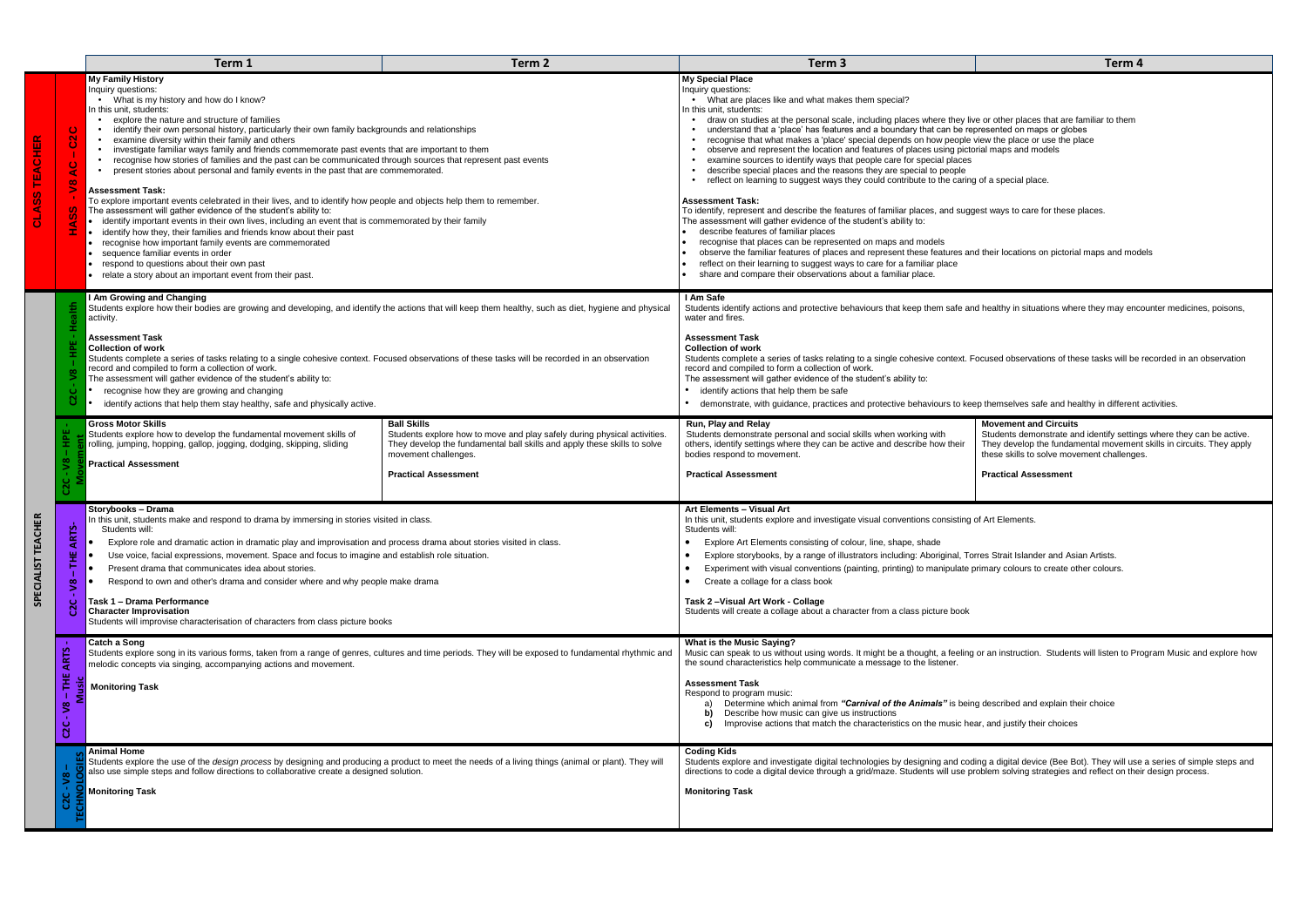| | | Term 1 | Term 2 | Term 3 | Term 4 |
|---|---|---|---|---|---|
| CLASS TEACHER | HASS - V8 AC – C2C | **My Family History**<br>Inquiry questions:<br>• What is my history and how do I know?<br>In this unit, students:<br>• explore the nature and structure of families<br>• identify their own personal history, particularly their own family backgrounds and relationships<br>• examine diversity within their family and others<br>• investigate familiar ways family and friends commemorate past events that are important to them<br>• recognise how stories of families and the past can be communicated through sources that represent past events<br>• present stories about personal and family events in the past that are commemorated.<br><br>**Assessment Task:**<br>To explore important events celebrated in their lives, and to identify how people and objects help them to remember.<br>The assessment will gather evidence of the student's ability to:<br>• identify important events in their own lives, including an event that is commemorated by their family<br>• identify how they, their families and friends know about their past<br>• recognise how important family events are commemorated<br>• sequence familiar events in order<br>• respond to questions about their own past<br>• relate a story about an important event from their past. | | **My Special Place**<br>Inquiry questions:<br>• What are places like and what makes them special?<br>In this unit, students:<br>• draw on studies at the personal scale, including places where they live or other places that are familiar to them<br>• understand that a 'place' has features and a boundary that can be represented on maps or globes<br>• recognise that what makes a 'place' special depends on how people view the place or use the place<br>• observe and represent the location and features of places using pictorial maps and models<br>• examine sources to identify ways that people care for special places<br>• describe special places and the reasons they are special to people<br>• reflect on learning to suggest ways they could contribute to the caring of a special place.<br><br>**Assessment Task:**<br>To identify, represent and describe the features of familiar places, and suggest ways to care for these places.<br>The assessment will gather evidence of the student's ability to:<br>• describe features of familiar places<br>• recognise that places can be represented on maps and models<br>• observe the familiar features of places and represent these features and their locations on pictorial maps and models<br>• reflect on their learning to suggest ways to care for a familiar place<br>• share and compare their observations about a familiar place. | |
| SPECIALIST TEACHER | C2C - V8 – HPE - Health | **I Am Growing and Changing**<br>Students explore how their bodies are growing and developing, and identify the actions that will keep them healthy, such as diet, hygiene and physical activity.<br><br>**Assessment Task**<br>**Collection of work**<br>Students complete a series of tasks relating to a single cohesive context. Focused observations of these tasks will be recorded in an observation record and compiled to form a collection of work.<br>The assessment will gather evidence of the student's ability to:<br>• recognise how they are growing and changing<br>• identify actions that help them stay healthy, safe and physically active. | | **I Am Safe**<br>Students identify actions and protective behaviours that keep them safe and healthy in situations where they may encounter medicines, poisons, water and fires.<br><br>**Assessment Task**<br>**Collection of work**<br>Students complete a series of tasks relating to a single cohesive context. Focused observations of these tasks will be recorded in an observation record and compiled to form a collection of work.<br>The assessment will gather evidence of the student's ability to:<br>• identify actions that help them be safe<br>• demonstrate, with guidance, practices and protective behaviours to keep themselves safe and healthy in different activities. | |
| | C2C - V8 – HPE - Movement | **Gross Motor Skills**<br>Students explore how to develop the fundamental movement skills of rolling, jumping, hopping, gallop, jogging, dodging, skipping, sliding<br><br>**Practical Assessment** | **Ball Skills**<br>Students explore how to move and play safely during physical activities. They develop the fundamental ball skills and apply these skills to solve movement challenges.<br><br>**Practical Assessment** | **Run, Play and Relay**<br>Students demonstrate personal and social skills when working with others, identify settings where they can be active and describe how their bodies respond to movement.<br><br>**Practical Assessment** | **Movement and Circuits**<br>Students demonstrate and identify settings where they can be active. They develop the fundamental movement skills in circuits. They apply these skills to solve movement challenges.<br><br>**Practical Assessment** |
| | C2C - V8 – THE ARTS- | **Storybooks – Drama**<br>In this unit, students make and respond to drama by immersing in stories visited in class.<br>Students will:<br>• Explore role and dramatic action in dramatic play and improvisation and process drama about stories visited in class.<br>• Use voice, facial expressions, movement. Space and focus to imagine and establish role situation.<br>• Present drama that communicates idea about stories.<br>• Respond to own and other's drama and consider where and why people make drama<br><br>**Task 1 – Drama Performance**<br>**Character Improvisation**<br>Students will improvise characterisation of characters from class picture books | | **Art Elements – Visual Art**<br>In this unit, students explore and investigate visual conventions consisting of Art Elements.<br>Students will:<br>• Explore Art Elements consisting of colour, line, shape, shade<br>• Explore storybooks, by a range of illustrators including: Aboriginal, Torres Strait Islander and Asian Artists.<br>• Experiment with visual conventions (painting, printing) to manipulate primary colours to create other colours.<br>• Create a collage for a class book<br><br>**Task 2 –Visual Art Work - Collage**<br>Students will create a collage about a character from a class picture book | |
| | C2C - V8 – THE ARTS - Music | **Catch a Song**<br>Students explore song in its various forms, taken from a range of genres, cultures and time periods. They will be exposed to fundamental rhythmic and melodic concepts via singing, accompanying actions and movement.<br><br>**Monitoring Task** | | **What is the Music Saying?**<br>Music can speak to us without using words. It might be a thought, a feeling or an instruction. Students will listen to Program Music and explore how the sound characteristics help communicate a message to the listener.<br><br>**Assessment Task**<br>Respond to program music:<br>a) Determine which animal from ***"Carnival of the Animals"*** is being described and explain their choice<br>**b)** Describe how music can give us instructions<br>**c)** Improvise actions that match the characteristics on the music hear, and justify their choices | |
| | C2C - V8 – TECHNOLOGIES | **Animal Home**<br>Students explore the use of the *design process* by designing and producing a product to meet the needs of a living things (animal or plant). They will also use simple steps and follow directions to collaborative create a designed solution.<br><br>**Monitoring Task** | | **Coding Kids**<br>Students explore and investigate digital technologies by designing and coding a digital device (Bee Bot). They will use a series of simple steps and directions to code a digital device through a grid/maze. Students will use problem solving strategies and reflect on their design process.<br><br>**Monitoring Task** | |